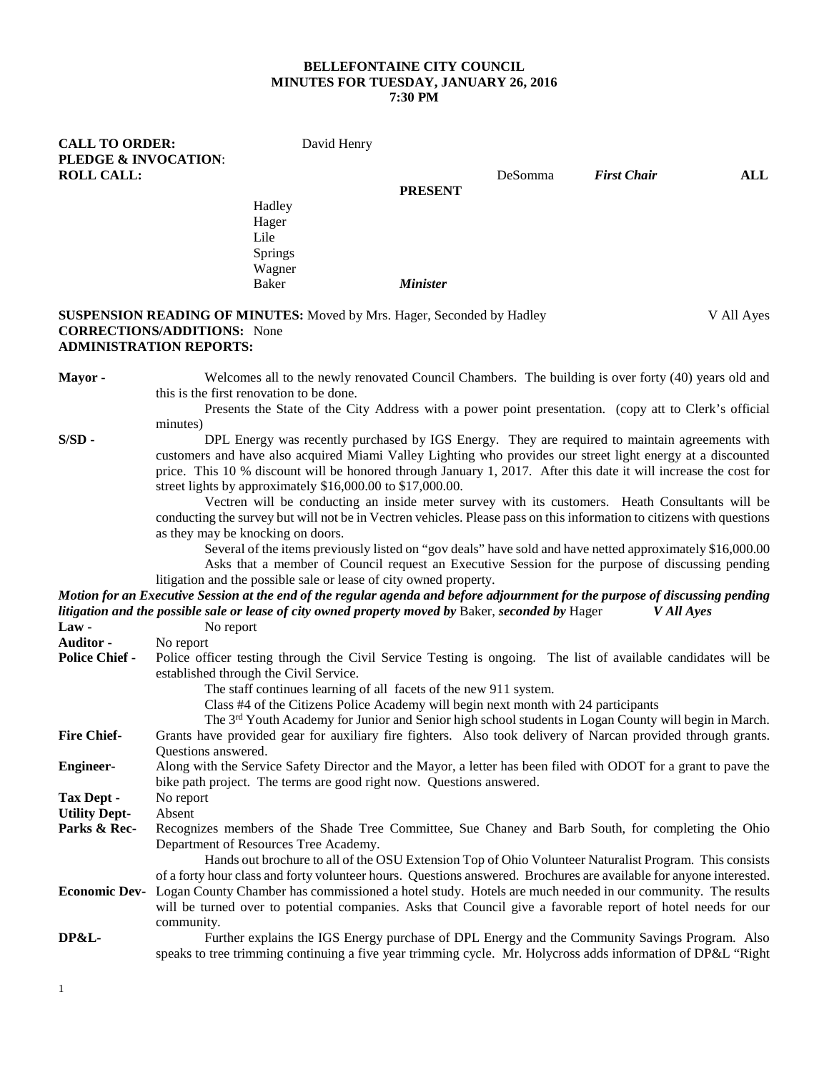**BELLEFONTAINE CITY COUNCIL**
**MINUTES FOR TUESDAY, JANUARY 26, 2016**
**7:30 PM**

**CALL TO ORDER:** David Henry
**PLEDGE & INVOCATION**:
**ROLL CALL:** DeSomma *First Chair* **ALL PRESENT**

Hadley
Hager
Lile
Springs
Wagner
Baker *Minister*

**SUSPENSION READING OF MINUTES:** Moved by Mrs. Hager, Seconded by Hadley V All Ayes
**CORRECTIONS/ADDITIONS:** None
**ADMINISTRATION REPORTS:**

**Mayor -** Welcomes all to the newly renovated Council Chambers. The building is over forty (40) years old and this is the first renovation to be done.

Presents the State of the City Address with a power point presentation. (copy att to Clerk's official minutes)

**S/SD -** DPL Energy was recently purchased by IGS Energy. They are required to maintain agreements with customers and have also acquired Miami Valley Lighting who provides our street light energy at a discounted price. This 10 % discount will be honored through January 1, 2017. After this date it will increase the cost for street lights by approximately $16,000.00 to $17,000.00.

Vectren will be conducting an inside meter survey with its customers. Heath Consultants will be conducting the survey but will not be in Vectren vehicles. Please pass on this information to citizens with questions as they may be knocking on doors.

Several of the items previously listed on "gov deals" have sold and have netted approximately $16,000.00

Asks that a member of Council request an Executive Session for the purpose of discussing pending litigation and the possible sale or lease of city owned property.

***Motion for an Executive Session at the end of the regular agenda and before adjournment for the purpose of discussing pending litigation and the possible sale or lease of city owned property moved by*** Baker, ***seconded by*** Hager ***V All Ayes***

**Law -** No report

**Auditor -** No report

**Police Chief -** Police officer testing through the Civil Service Testing is ongoing. The list of available candidates will be established through the Civil Service.

The staff continues learning of all facets of the new 911 system.

Class #4 of the Citizens Police Academy will begin next month with 24 participants

The 3rd Youth Academy for Junior and Senior high school students in Logan County will begin in March.

**Fire Chief-** Grants have provided gear for auxiliary fire fighters. Also took delivery of Narcan provided through grants. Questions answered.

**Engineer-** Along with the Service Safety Director and the Mayor, a letter has been filed with ODOT for a grant to pave the bike path project. The terms are good right now. Questions answered.

**Tax Dept -** No report

**Utility Dept-** Absent

**Parks & Rec-** Recognizes members of the Shade Tree Committee, Sue Chaney and Barb South, for completing the Ohio Department of Resources Tree Academy.

Hands out brochure to all of the OSU Extension Top of Ohio Volunteer Naturalist Program. This consists of a forty hour class and forty volunteer hours. Questions answered. Brochures are available for anyone interested.

**Economic Dev-** Logan County Chamber has commissioned a hotel study. Hotels are much needed in our community. The results will be turned over to potential companies. Asks that Council give a favorable report of hotel needs for our community.

**DP&L-** Further explains the IGS Energy purchase of DPL Energy and the Community Savings Program. Also speaks to tree trimming continuing a five year trimming cycle. Mr. Holycross adds information of DP&L "Right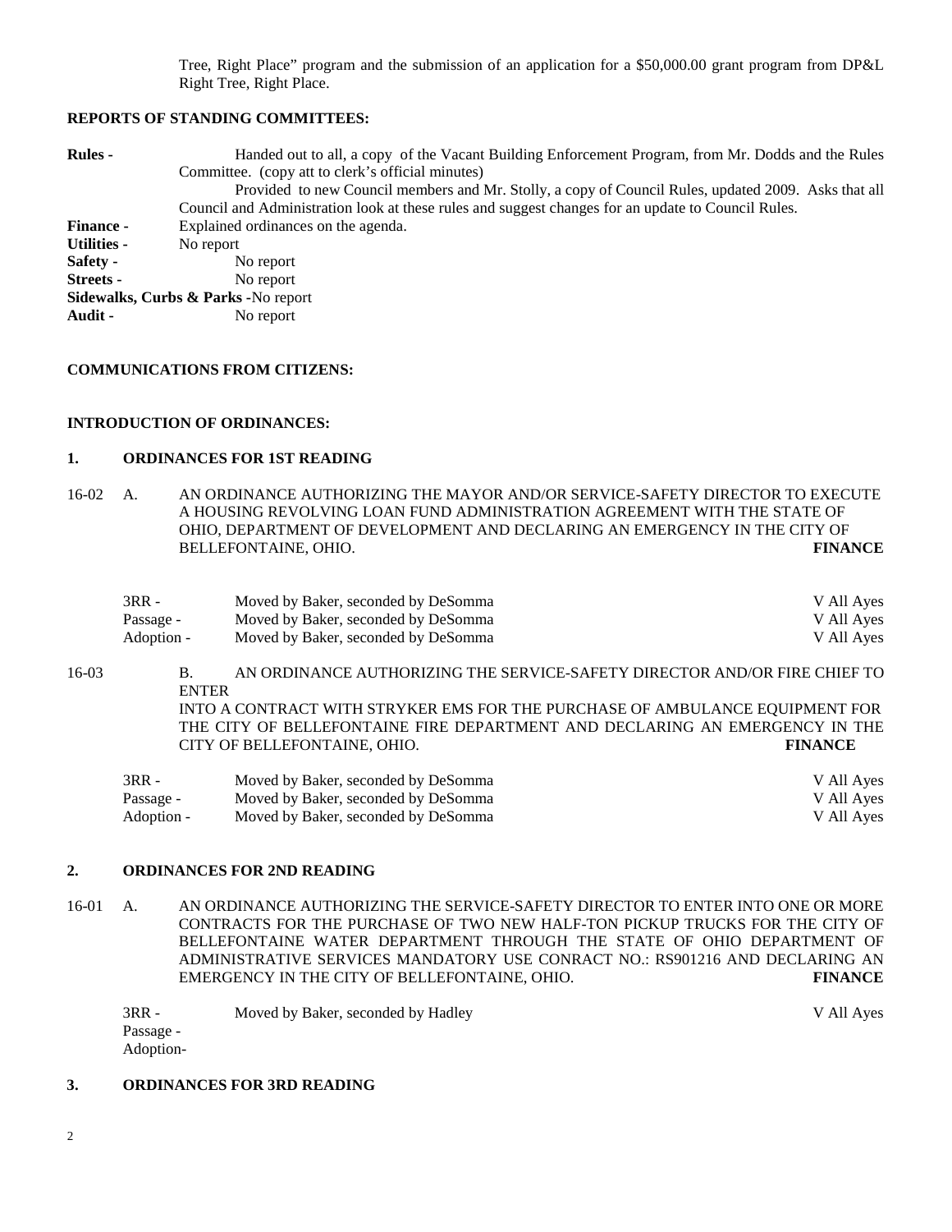Tree, Right Place" program and the submission of an application for a $50,000.00 grant program from DP&L Right Tree, Right Place.

**REPORTS OF STANDING COMMITTEES:**

**Rules -** Handed out to all, a copy of the Vacant Building Enforcement Program, from Mr. Dodds and the Rules Committee. (copy att to clerk's official minutes)
Provided to new Council members and Mr. Stolly, a copy of Council Rules, updated 2009. Asks that all Council and Administration look at these rules and suggest changes for an update to Council Rules.

**Finance -** Explained ordinances on the agenda.

**Utilities -** No report

**Safety -** No report

**Streets -** No report

**Sidewalks, Curbs & Parks -** No report

**Audit -** No report

**COMMUNICATIONS FROM CITIZENS:**

**INTRODUCTION OF ORDINANCES:**

**1. ORDINANCES FOR 1ST READING**

16-02 A. AN ORDINANCE AUTHORIZING THE MAYOR AND/OR SERVICE-SAFETY DIRECTOR TO EXECUTE A HOUSING REVOLVING LOAN FUND ADMINISTRATION AGREEMENT WITH THE STATE OF OHIO, DEPARTMENT OF DEVELOPMENT AND DECLARING AN EMERGENCY IN THE CITY OF BELLEFONTAINE, OHIO. **FINANCE**

| | | |
|---|---|---|
| 3RR - | Moved by Baker, seconded by DeSomma | V All Ayes |
| Passage - | Moved by Baker, seconded by DeSomma | V All Ayes |
| Adoption - | Moved by Baker, seconded by DeSomma | V All Ayes |

16-03 B. AN ORDINANCE AUTHORIZING THE SERVICE-SAFETY DIRECTOR AND/OR FIRE CHIEF TO ENTER INTO A CONTRACT WITH STRYKER EMS FOR THE PURCHASE OF AMBULANCE EQUIPMENT FOR THE CITY OF BELLEFONTAINE FIRE DEPARTMENT AND DECLARING AN EMERGENCY IN THE CITY OF BELLEFONTAINE, OHIO. **FINANCE**

| | | |
|---|---|---|
| 3RR - | Moved by Baker, seconded by DeSomma | V All Ayes |
| Passage - | Moved by Baker, seconded by DeSomma | V All Ayes |
| Adoption - | Moved by Baker, seconded by DeSomma | V All Ayes |

**2. ORDINANCES FOR 2ND READING**

16-01 A. AN ORDINANCE AUTHORIZING THE SERVICE-SAFETY DIRECTOR TO ENTER INTO ONE OR MORE CONTRACTS FOR THE PURCHASE OF TWO NEW HALF-TON PICKUP TRUCKS FOR THE CITY OF BELLEFONTAINE WATER DEPARTMENT THROUGH THE STATE OF OHIO DEPARTMENT OF ADMINISTRATIVE SERVICES MANDATORY USE CONRACT NO.: RS901216 AND DECLARING AN EMERGENCY IN THE CITY OF BELLEFONTAINE, OHIO. **FINANCE**

| | | |
|---|---|---|
| 3RR - | Moved by Baker, seconded by Hadley | V All Ayes |
| Passage - | | |
| Adoption- | | |

**3. ORDINANCES FOR 3RD READING**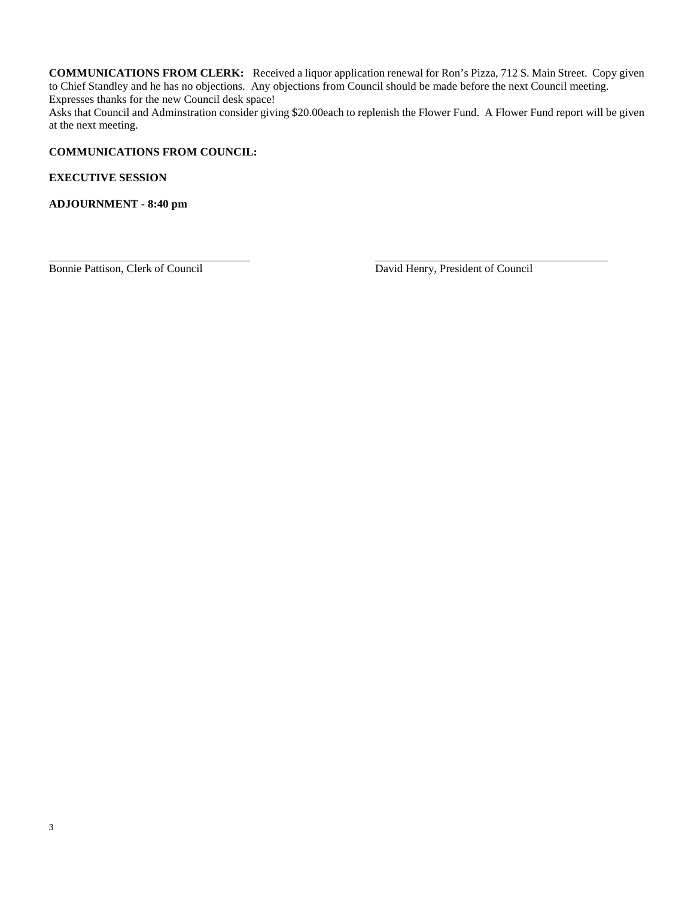**COMMUNICATIONS FROM CLERK:** Received a liquor application renewal for Ron's Pizza, 712 S. Main Street. Copy given to Chief Standley and he has no objections. Any objections from Council should be made before the next Council meeting. Expresses thanks for the new Council desk space!
Asks that Council and Adminstration consider giving $20.00each to replenish the Flower Fund. A Flower Fund report will be given at the next meeting.

**COMMUNICATIONS FROM COUNCIL:**

**EXECUTIVE SESSION**

**ADJOURNMENT - 8:40 pm**

\_\_\_\_\_\_\_\_\_\_\_\_\_\_\_\_\_\_\_\_\_\_\_\_\_\_\_\_\_\_\_\_\_\_\_
Bonnie Pattison, Clerk of Council

\_\_\_\_\_\_\_\_\_\_\_\_\_\_\_\_\_\_\_\_\_\_\_\_\_\_\_\_\_\_\_\_\_\_\_
David Henry, President of Council